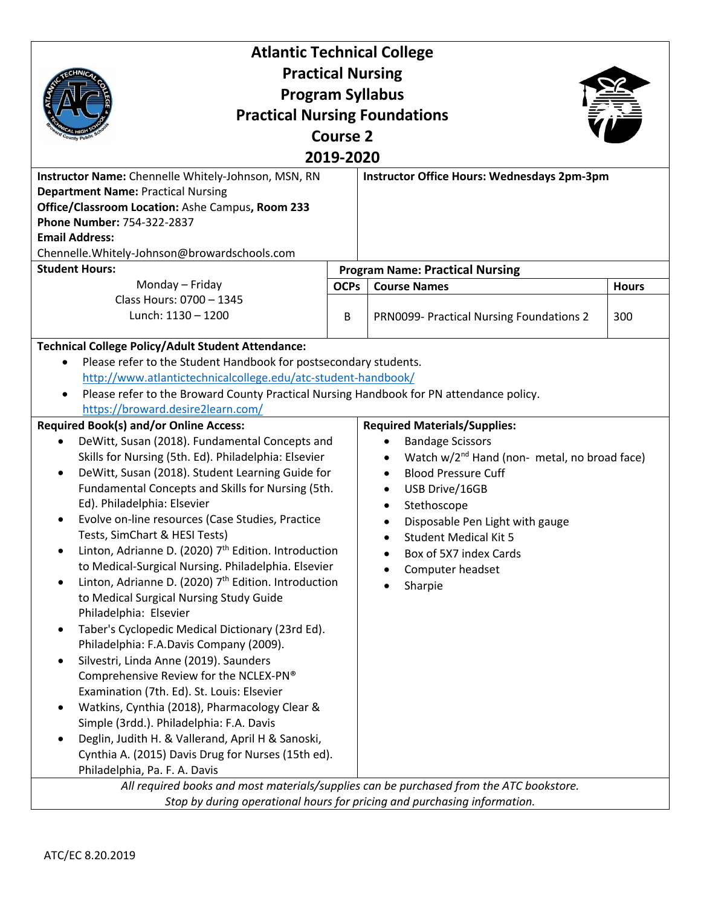# Atlantic Technical College
## Practical Nursing
## Program Syllabus
## Practical Nursing Foundations
## Course 2
## 2019-2020

**Instructor Name:** Chennelle Whitely-Johnson, MSN, RN
**Department Name:** Practical Nursing
**Office/Classroom Location:** Ashe Campus, **Room 233**
**Phone Number:** 754-322-2837
**Email Address:**
Chennelle.Whitely-Johnson@browardschools.com

**Instructor Office Hours: Wednesdays 2pm-3pm**

**Student Hours:**

Monday – Friday
Class Hours: 0700 – 1345
Lunch: 1130 – 1200

**Program Name: Practical Nursing**

| OCPs | Course Names | Hours |
|---|---|---|
| B | PRN0099- Practical Nursing Foundations 2 | 300 |

**Technical College Policy/Adult Student Attendance:**

- Please refer to the Student Handbook for postsecondary students. http://www.atlantictechnicalcollege.edu/atc-student-handbook/
- Please refer to the Broward County Practical Nursing Handbook for PN attendance policy. https://broward.desire2learn.com/

**Required Book(s) and/or Online Access:**

- DeWitt, Susan (2018). Fundamental Concepts and Skills for Nursing (5th. Ed). Philadelphia: Elsevier
- DeWitt, Susan (2018). Student Learning Guide for Fundamental Concepts and Skills for Nursing (5th. Ed). Philadelphia: Elsevier
- Evolve on-line resources (Case Studies, Practice Tests, SimChart & HESI Tests)
- Linton, Adrianne D. (2020) 7th Edition. Introduction to Medical-Surgical Nursing. Philadelphia. Elsevier
- Linton, Adrianne D. (2020) 7th Edition. Introduction to Medical Surgical Nursing Study Guide Philadelphia: Elsevier
- Taber's Cyclopedic Medical Dictionary (23rd Ed). Philadelphia: F.A.Davis Company (2009).
- Silvestri, Linda Anne (2019). Saunders Comprehensive Review for the NCLEX-PN® Examination (7th. Ed). St. Louis: Elsevier
- Watkins, Cynthia (2018), Pharmacology Clear & Simple (3rdd.). Philadelphia: F.A. Davis
- Deglin, Judith H. & Vallerand, April H & Sanoski, Cynthia A. (2015) Davis Drug for Nurses (15th ed). Philadelphia, Pa. F. A. Davis

**Required Materials/Supplies:**

- Bandage Scissors
- Watch w/2nd Hand (non- metal, no broad face)
- Blood Pressure Cuff
- USB Drive/16GB
- Stethoscope
- Disposable Pen Light with gauge
- Student Medical Kit 5
- Box of 5X7 index Cards
- Computer headset
- Sharpie

*All required books and most materials/supplies can be purchased from the ATC bookstore. Stop by during operational hours for pricing and purchasing information.*

ATC/EC 8.20.2019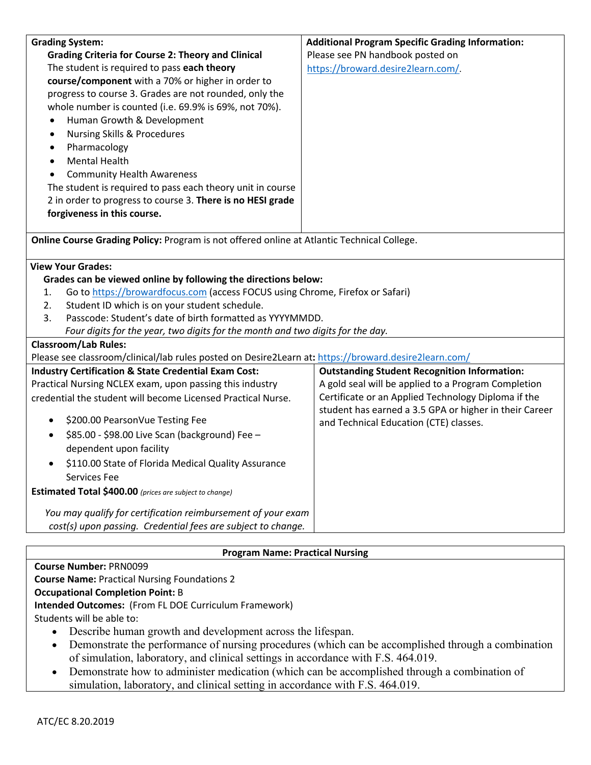**Grading System:**

**Grading Criteria for Course 2: Theory and Clinical**

The student is required to pass **each theory course/component** with a 70% or higher in order to progress to course 3. Grades are not rounded, only the whole number is counted (i.e. 69.9% is 69%, not 70%).

- Human Growth & Development
- Nursing Skills & Procedures
- Pharmacology
- Mental Health
- Community Health Awareness

The student is required to pass each theory unit in course 2 in order to progress to course 3. **There is no HESI grade forgiveness in this course.**

**Additional Program Specific Grading Information:**

Please see PN handbook posted on https://broward.desire2learn.com/.

**Online Course Grading Policy:** Program is not offered online at Atlantic Technical College.

**View Your Grades:**

**Grades can be viewed online by following the directions below:**

1. Go to https://browardfocus.com (access FOCUS using Chrome, Firefox or Safari)
2. Student ID which is on your student schedule.
3. Passcode: Student's date of birth formatted as YYYYMMDD.
   *Four digits for the year, two digits for the month and two digits for the day.*

**Classroom/Lab Rules:**

Please see classroom/clinical/lab rules posted on Desire2Learn at**:** https://broward.desire2learn.com/

**Industry Certification & State Credential Exam Cost:**

Practical Nursing NCLEX exam, upon passing this industry credential the student will become Licensed Practical Nurse.

- $200.00 PearsonVue Testing Fee
- $85.00 - $98.00 Live Scan (background) Fee – dependent upon facility
- $110.00 State of Florida Medical Quality Assurance Services Fee

**Estimated Total $400.00** *(prices are subject to change)*

*You may qualify for certification reimbursement of your exam cost(s) upon passing. Credential fees are subject to change.*

**Outstanding Student Recognition Information:**

A gold seal will be applied to a Program Completion Certificate or an Applied Technology Diploma if the student has earned a 3.5 GPA or higher in their Career and Technical Education (CTE) classes.

**Program Name: Practical Nursing**

**Course Number:** PRN0099

**Course Name:** Practical Nursing Foundations 2

**Occupational Completion Point:** B

**Intended Outcomes:** (From FL DOE Curriculum Framework)

Students will be able to:

- Describe human growth and development across the lifespan.
- Demonstrate the performance of nursing procedures (which can be accomplished through a combination of simulation, laboratory, and clinical settings in accordance with F.S. 464.019.
- Demonstrate how to administer medication (which can be accomplished through a combination of simulation, laboratory, and clinical setting in accordance with F.S. 464.019.

ATC/EC 8.20.2019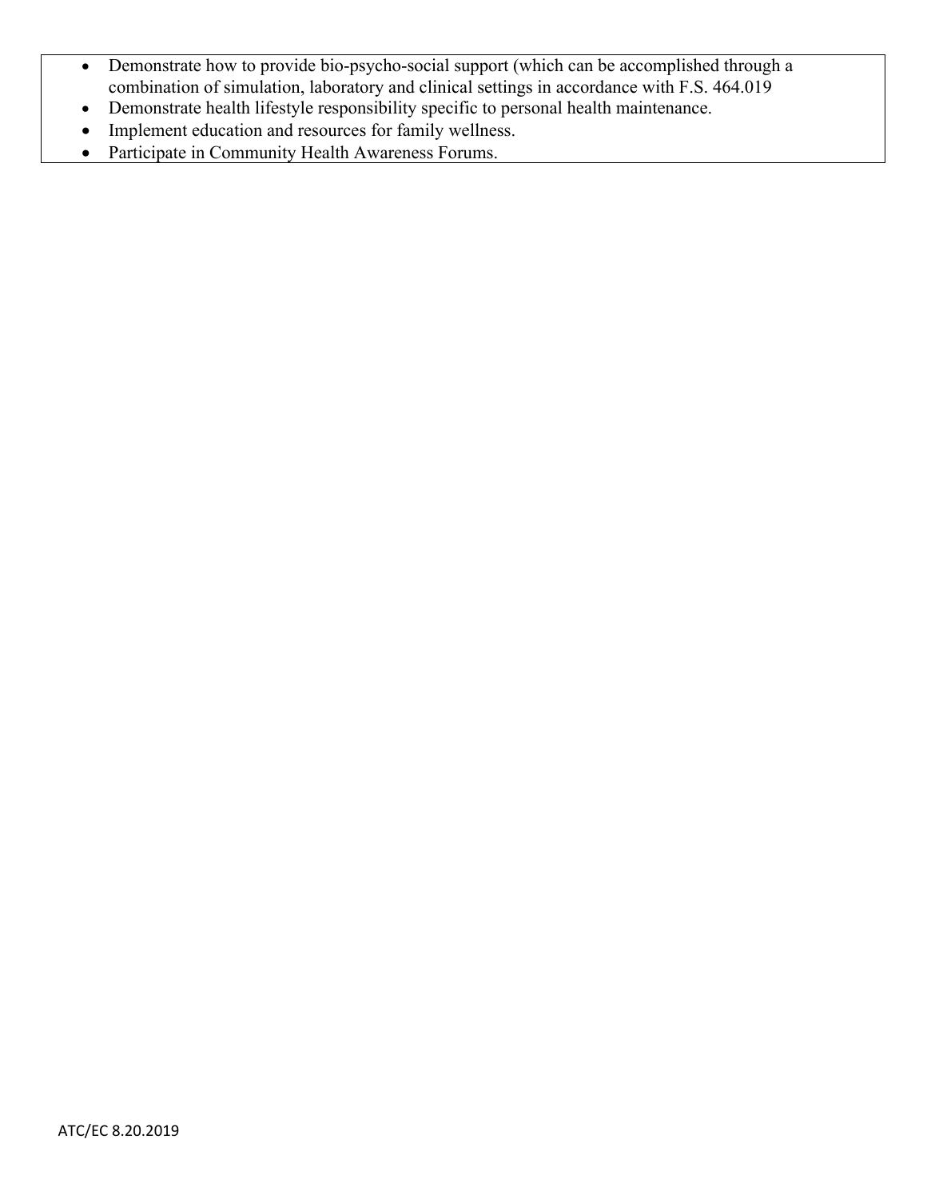- Demonstrate how to provide bio-psycho-social support (which can be accomplished through a combination of simulation, laboratory and clinical settings in accordance with F.S. 464.019
- Demonstrate health lifestyle responsibility specific to personal health maintenance.
- Implement education and resources for family wellness.
- Participate in Community Health Awareness Forums.

ATC/EC 8.20.2019